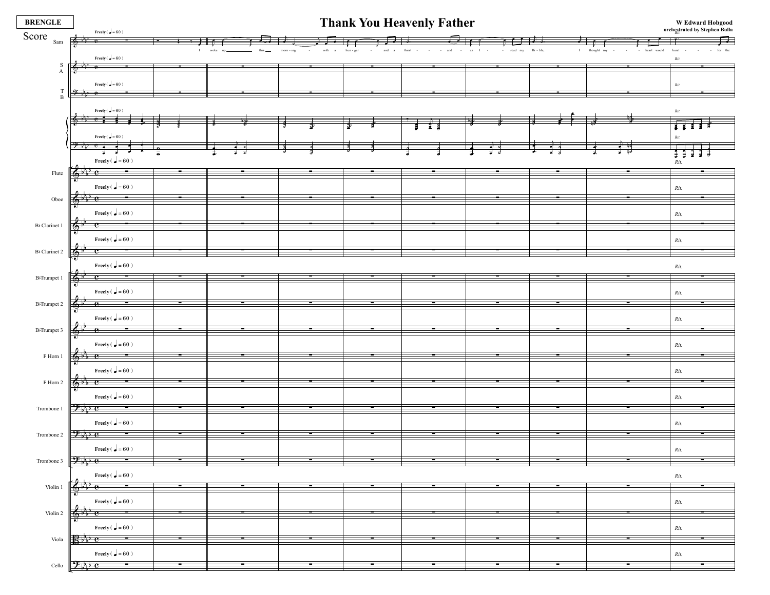BRENGLE

# Thank You Heavenly Father

W Edward Hobgood
orchestrated by Stephen Bulla

Score

Freely ( ♩= 60 )

Sam: I woke up this morn-ing with a hun-ger and a thirst and as I read my Bi-ble, I thought my heart would burst for the

Rit.

S A

T B

Flute

Oboe

B♭ Clarinet 1

B♭ Clarinet 2

B♭Trumpet 1

B♭Trumpet 2

B♭Trumpet 3

F Horn 1

F Horn 2

Trombone 1

Trombone 2

Trombone 3

Violin 1

Violin 2

Viola

Cello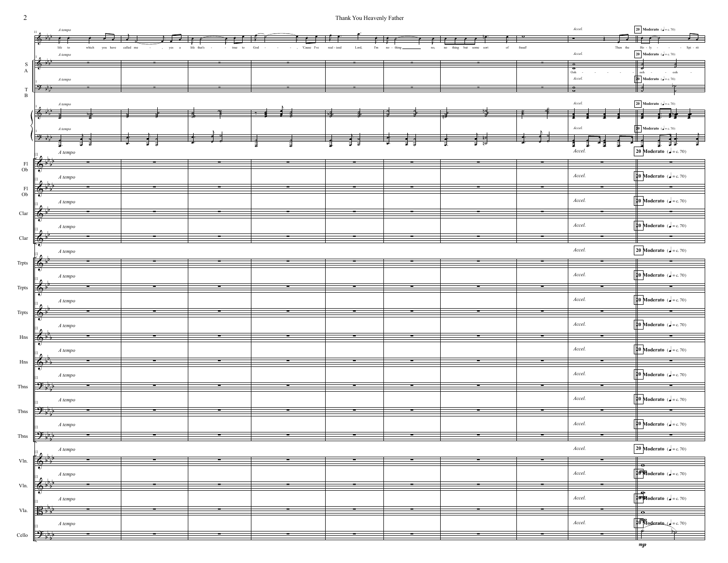*A tempo*

life to which you have called me - - , yes a life that's - - true to God - - - - , 'Cause I've real - ized Lord, I'm no - thing ___ no, no thing but some sort of fraud!

*Accel.*

Then the Ho - ly - - - - Spi - rit

**20 Moderato** (♩ = c. 70)

S A: Ooh - - - - - ooh - - ooh -

T B

Fl Ob

Fl Ob

Clar

Clar

Trpts

Trpts

Trpts

Hns

Hns

Tbns

Tbns

Tbns

Vln.

Vln.

Vla.

Cello

*mp*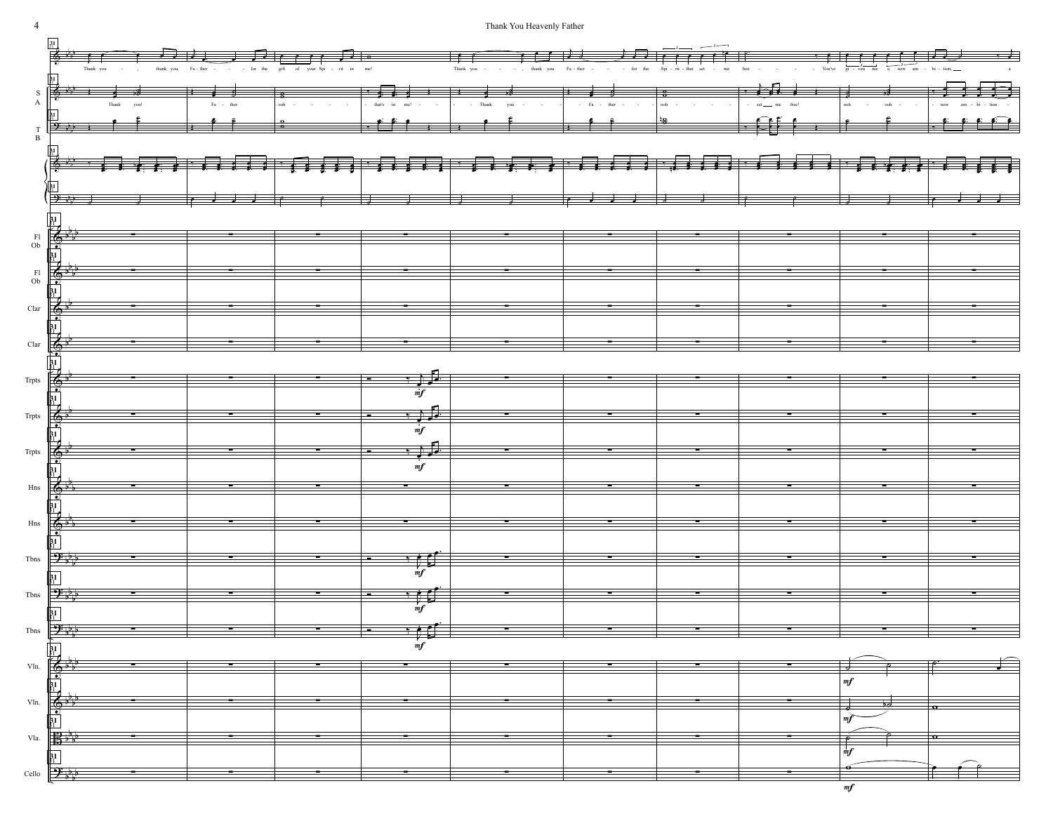Thank you - , thank you, Fa - ther - - for the gift of your Spi - rit in me! Thank you - - - , thank you Fa - ther - - for the Spi - rit that set - me free - - - You've gi - ven me a new am - bi - tion, a

Thank you! Fa - ther ooh - - - that's in me! - - Thank you - - Fa - ther - - ooh - - - set me free! ooh - ooh - - new am - bi - tion -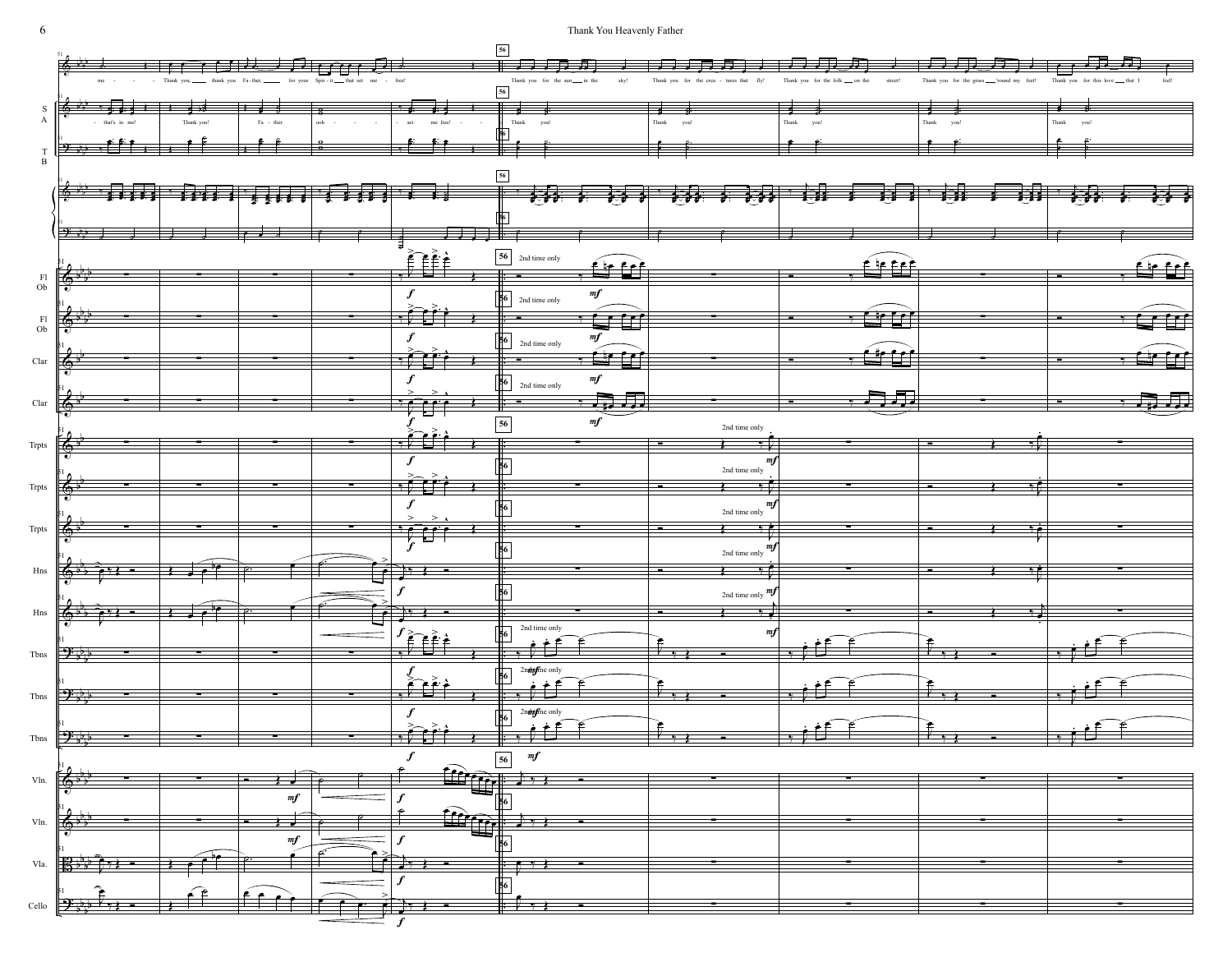me - - - Thank you, thank you Fa - ther, for your Spir - it that set me - free!

Thank you for the sun in the sky! Thank you for the crea - tures that fly! Thank you for the folk on the street! Thank you for the grass 'round my feet! Thank you for this love that I feel!

- that's in me! Thank you! Fa - ther ooh - - - - set me free! - - Thank you! Thank you! Thank you! Thank you! Thank you!

2nd time only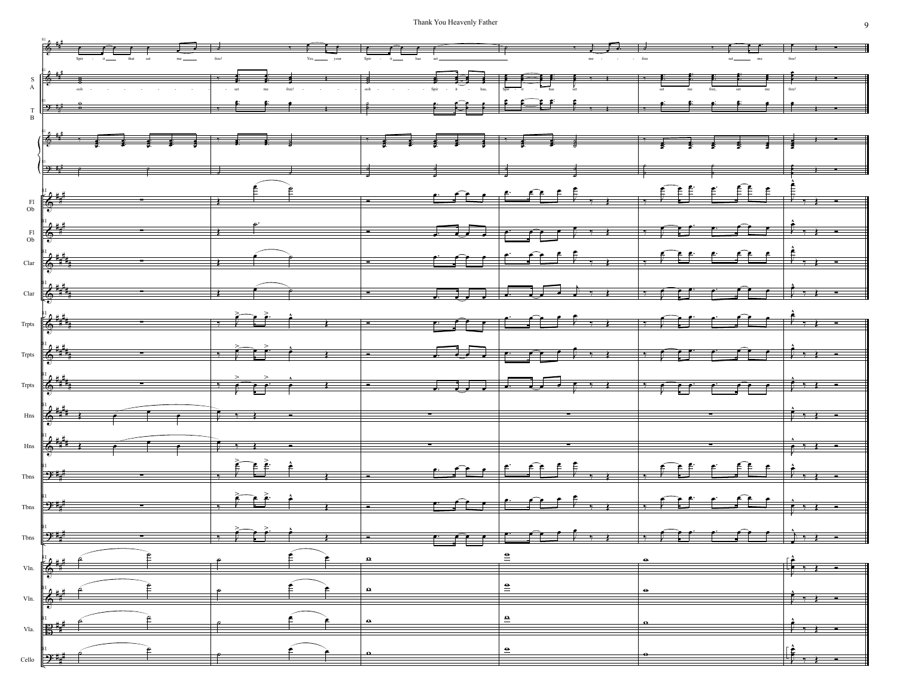Spir - it that set me free! Yes, your Spir - it has set me - - - free set me free!

ooh - - - - - - - - - set me free! - - - - - ooh - - - - - Spir - it - has, Spir - it - has set set me free, set me free!

S A

T B

Fl Ob

Fl Ob

Clar

Clar

Trpts

Trpts

Trpts

Hns

Hns

Tbns

Tbns

Tbns

Vln.

Vln.

Vla.

Cello